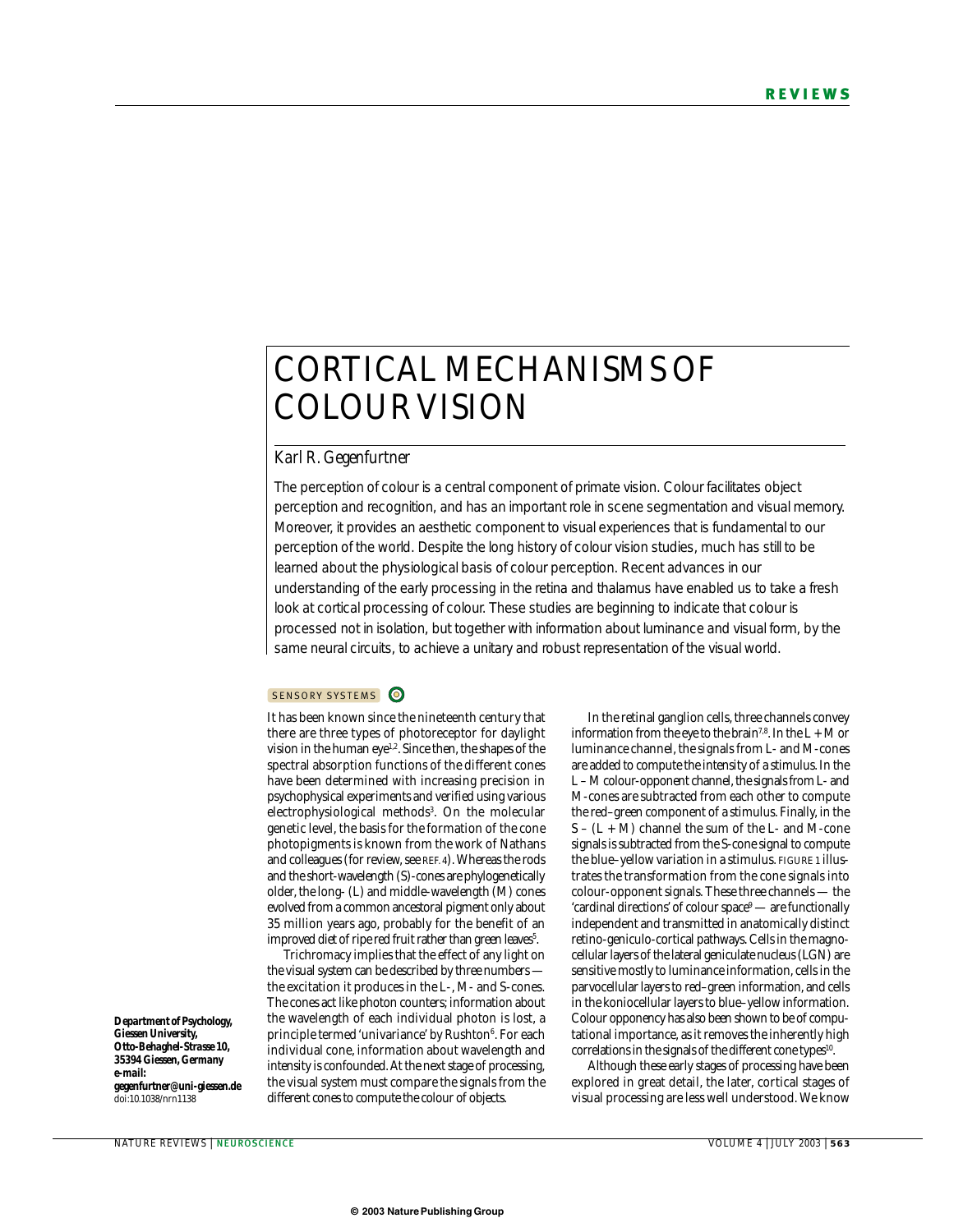# CORTICAL MECHANISMS OF COLOUR VISION

*Karl R. Gegenfurtner*

The perception of colour is a central component of primate vision. Colour facilitates object perception and recognition, and has an important role in scene segmentation and visual memory. Moreover, it provides an aesthetic component to visual experiences that is fundamental to our perception of the world. Despite the long history of colour vision studies, much has still to be learned about the physiological basis of colour perception. Recent advances in our understanding of the early processing in the retina and thalamus have enabled us to take a fresh look at cortical processing of colour. These studies are beginning to indicate that colour is processed not in isolation, but together with information about luminance and visual form, by the same neural circuits, to achieve a unitary and robust representation of the visual world.

SENSORY SYSTEMS

It has been known since the nineteenth century that there are three types of photoreceptor for daylight vision in the human eye[1,2]. Since then, the shapes of the spectral absorption functions of the different cones have been determined with increasing precision in psychophysical experiments and verified using various electrophysiological methods[3]. On the molecular genetic level, the basis for the formation of the cone photopigments is known from the work of Nathans and colleagues (for review, see REF. 4). Whereas the rods and the short-wavelength (S)-cones are phylogenetically older, the long- (L) and middle-wavelength (M) cones evolved from a common ancestoral pigment only about 35 million years ago, probably for the benefit of an improved diet of ripe red fruit rather than green leaves[5].

Trichromacy implies that the effect of any light on the visual system can be described by three numbers — the excitation it produces in the L-, M- and S-cones. The cones act like photon counters; information about the wavelength of each individual photon is lost, a principle termed 'univariance' by Rushton[6]. For each individual cone, information about wavelength and intensity is confounded. At the next stage of processing, the visual system must compare the signals from the different cones to compute the colour of objects.

In the retinal ganglion cells, three channels convey information from the eye to the brain[7,8]. In the L + M or luminance channel, the signals from L- and M-cones are added to compute the intensity of a stimulus. In the L – M colour-opponent channel, the signals from L- and M-cones are subtracted from each other to compute the red–green component of a stimulus. Finally, in the S – (L + M) channel the sum of the L- and M-cone signals is subtracted from the S-cone signal to compute the blue–yellow variation in a stimulus. FIGURE 1 illustrates the transformation from the cone signals into colour-opponent signals. These three channels — the 'cardinal directions' of colour space[9] — are functionally independent and transmitted in anatomically distinct retino-geniculo-cortical pathways. Cells in the magnocellular layers of the lateral geniculate nucleus (LGN) are sensitive mostly to luminance information, cells in the parvocellular layers to red–green information, and cells in the koniocellular layers to blue–yellow information. Colour opponency has also been shown to be of computational importance, as it removes the inherently high correlations in the signals of the different cone types[10].

Although these early stages of processing have been explored in great detail, the later, cortical stages of visual processing are less well understood. We know

Department of Psychology, Giessen University, Otto-Behaghel-Strasse 10, 35394 Giessen, Germany
e-mail: gegenfurtner@uni-giessen.de
doi:10.1038/nrn1138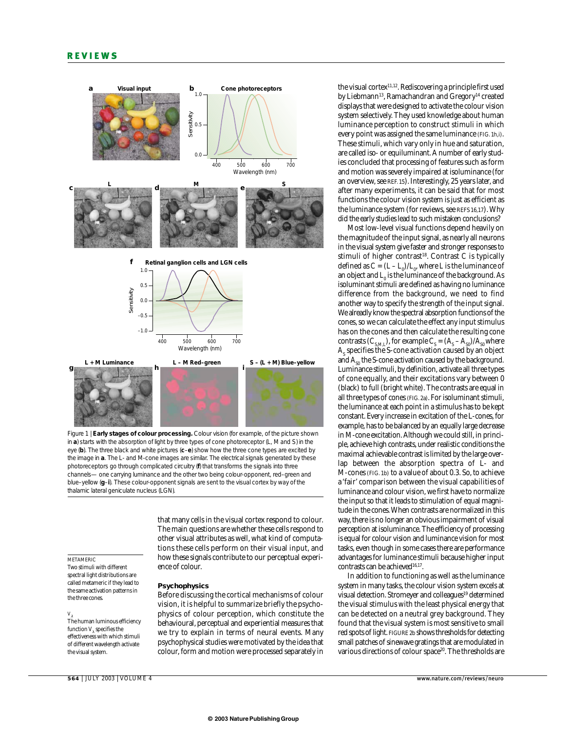a Visual input

b Cone photoreceptors

1.0

Sensitivity 0.5

0.0

400 500 600 700

Wavelength (nm)

c L

d M

e S

f Retinal ganglion cells and LGN cells

1.0

0.5

Sensitivity 0.0

–0.5

–1.0

400 500 600 700

Wavelength (nm)

g L + M Luminance

h L – M Red–green

i S – (L + M) Blue–yellow

Figure 1 | **Early stages of colour processing.** Colour vision (for example, of the picture shown in **a**) starts with the absorption of light by three types of cone photoreceptor (L, M and S) in the eye (**b**). The three black and white pictures (**c**–**e**) show how the three cone types are excited by the image in **a**. The L- and M-cone images are similar. The electrical signals generated by these photoreceptors go through complicated circuitry (**f**) that transforms the signals into three channels— one carrying luminance and the other two being colour-opponent, red–green and blue–yellow (**g**–**i**). These colour-opponent signals are sent to the visual cortex by way of the thalamic lateral geniculate nucleus (LGN).

METAMERIC
Two stimuli with different spectral light distributions are called metameric if they lead to the same activation patterns in the three cones.

$V_\lambda$
The human luminous efficiency function $V_\lambda$ specifies the effectiveness with which stimuli of different wavelength activate the visual system.

that many cells in the visual cortex respond to colour. The main questions are whether these cells respond to other visual attributes as well, what kind of computations these cells perform on their visual input, and how these signals contribute to our perceptual experience of colour.

### Psychophysics

Before discussing the cortical mechanisms of colour vision, it is helpful to summarize briefly the psychophysics of colour perception, which constitute the behavioural, perceptual and experiential measures that we try to explain in terms of neural events. Many psychophysical studies were motivated by the idea that colour, form and motion were processed separately in the visual cortex[11,12]. Rediscovering a principle first used by Liebmann[13], Ramachandran and Gregory[14] created displays that were designed to activate the colour vision system selectively. They used knowledge about human luminance perception to construct stimuli in which every point was assigned the same luminance (FIG. 1h,i). These stimuli, which vary only in hue and saturation, are called iso- or equiluminant. A number of early studies concluded that processing of features such as form and motion was severely impaired at isoluminance (for an overview, see REF. 15). Interestingly, 25 years later, and after many experiments, it can be said that for most functions the colour vision system is just as efficient as the luminance system (for reviews, see REFS 16,17). Why did the early studies lead to such mistaken conclusions?

Most low-level visual functions depend heavily on the magnitude of the input signal, as nearly all neurons in the visual system give faster and stronger responses to stimuli of higher contrast[18]. Contrast C is typically defined as $C = (L - L_0)/L_0$, where L is the luminance of an object and $L_0$ is the luminance of the background. As isoluminant stimuli are defined as having no luminance difference from the background, we need to find another way to specify the strength of the input signal. We already know the spectral absorption functions of the cones, so we can calculate the effect any input stimulus has on the cones and then calculate the resulting cone contrasts ($C_{S,M,L}$), for example $C_S = (A_S - A_{S0})/A_{S0}$ where $A_S$ specifies the S-cone activation caused by an object and $A_{S0}$ the S-cone activation caused by the background. Luminance stimuli, by definition, activate all three types of cone equally, and their excitations vary between 0 (black) to full (bright white). The contrasts are equal in all three types of cones (FIG. 2a). For isoluminant stimuli, the luminance at each point in a stimulus has to be kept constant. Every increase in excitation of the L-cones, for example, has to be balanced by an equally large decrease in M-cone excitation. Although we could still, in principle, achieve high contrasts, under realistic conditions the maximal achievable contrast is limited by the large overlap between the absorption spectra of L- and M-cones (FIG. 1b) to a value of about 0.3. So, to achieve a 'fair' comparison between the visual capabilities of luminance and colour vision, we first have to normalize the input so that it leads to stimulation of equal magnitude in the cones. When contrasts are normalized in this way, there is no longer an obvious impairment of visual perception at isoluminance. The efficiency of processing is equal for colour vision and luminance vision for most tasks, even though in some cases there are performance advantages for luminance stimuli because higher input contrasts can be achieved[16,17].

In addition to functioning as well as the luminance system in many tasks, the colour vision system excels at visual detection. Stromeyer and colleagues[19] determined the visual stimulus with the least physical energy that can be detected on a neutral grey background. They found that the visual system is most sensitive to small red spots of light. FIGURE 2b shows thresholds for detecting small patches of sinewave gratings that are modulated in various directions of colour space[20]. The thresholds are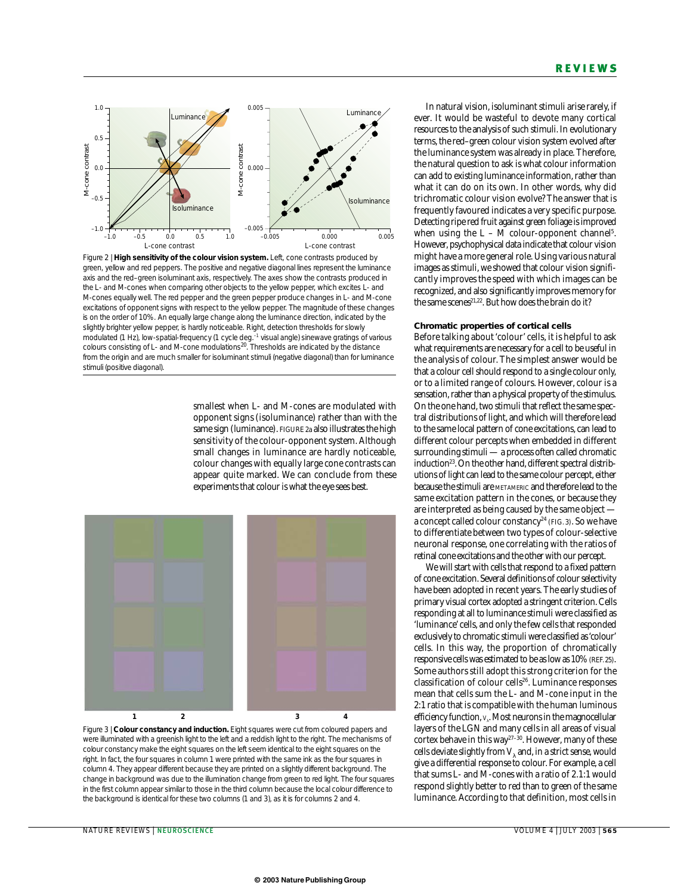1.0

0.5

0.0

–0.5

–1.0

M-cone contrast

–1.0 –0.5 0.0 0.5 1.0

L-cone contrast

Luminance

Isoluminance

0.005

0.000

–0.005

M-cone contrast

–0.005 0.000 0.005

L-cone contrast

Luminance

Isoluminance

Figure 2 | **High sensitivity of the colour vision system.** Left, cone contrasts produced by green, yellow and red peppers. The positive and negative diagonal lines represent the luminance axis and the red–green isoluminant axis, respectively. The axes show the contrasts produced in the L- and M-cones when comparing other objects to the yellow pepper, which excites L- and M-cones equally well. The red pepper and the green pepper produce changes in L- and M-cone excitations of opponent signs with respect to the yellow pepper. The magnitude of these changes is on the order of 10%. An equally large change along the luminance direction, indicated by the slightly brighter yellow pepper, is hardly noticeable. Right, detection thresholds for slowly modulated (1 Hz), low-spatial-frequency (1 cycle deg.$^{-1}$ visual angle) sinewave gratings of various colours consisting of L- and M-cone modulations[20]. Thresholds are indicated by the distance from the origin and are much smaller for isoluminant stimuli (negative diagonal) than for luminance stimuli (positive diagonal).

smallest when L- and M-cones are modulated with opponent signs (isoluminance) rather than with the same sign (luminance). FIGURE 2a also illustrates the high sensitivity of the colour-opponent system. Although small changes in luminance are hardly noticeable, colour changes with equally large cone contrasts can appear quite marked. We can conclude from these experiments that colour is what the eye sees best.

1 2 3 4

Figure 3 | **Colour constancy and induction.** Eight squares were cut from coloured papers and were illuminated with a greenish light to the left and a reddish light to the right. The mechanisms of colour constancy make the eight squares on the left seem identical to the eight squares on the right. In fact, the four squares in column 1 were printed with the same ink as the four squares in column 4. They appear different because they are printed on a slightly different background. The change in background was due to the illumination change from green to red light. The four squares in the first column appear similar to those in the third column because the local colour difference to the background is identical for these two columns (1 and 3), as it is for columns 2 and 4.

In natural vision, isoluminant stimuli arise rarely, if ever. It would be wasteful to devote many cortical resources to the analysis of such stimuli. In evolutionary terms, the red–green colour vision system evolved after the luminance system was already in place. Therefore, the natural question to ask is what colour information can add to existing luminance information, rather than what it can do on its own. In other words, why did trichromatic colour vision evolve? The answer that is frequently favoured indicates a very specific purpose. Detecting ripe red fruit against green foliage is improved when using the L – M colour-opponent channel[5]. However, psychophysical data indicate that colour vision might have a more general role. Using various natural images as stimuli, we showed that colour vision significantly improves the speed with which images can be recognized, and also significantly improves memory for the same scenes[21,22]. But how does the brain do it?

### Chromatic properties of cortical cells

Before talking about 'colour' cells, it is helpful to ask what requirements are necessary for a cell to be useful in the analysis of colour. The simplest answer would be that a colour cell should respond to a single colour only, or to a limited range of colours. However, colour is a sensation, rather than a physical property of the stimulus. On the one hand, two stimuli that reflect the same spectral distributions of light, and which will therefore lead to the same local pattern of cone excitations, can lead to different colour percepts when embedded in different surrounding stimuli — a process often called chromatic induction[23]. On the other hand, different spectral distributions of light can lead to the same colour percept, either because the stimuli are METAMERIC and therefore lead to the same excitation pattern in the cones, or because they are interpreted as being caused by the same object — a concept called colour constancy[24] (FIG. 3). So we have to differentiate between two types of colour-selective neuronal response, one correlating with the ratios of retinal cone excitations and the other with our percept.

We will start with cells that respond to a fixed pattern of cone excitation. Several definitions of colour selectivity have been adopted in recent years. The early studies of primary visual cortex adopted a stringent criterion. Cells responding at all to luminance stimuli were classified as 'luminance' cells, and only the few cells that responded exclusively to chromatic stimuli were classified as 'colour' cells. In this way, the proportion of chromatically responsive cells was estimated to be as low as 10% (REF. 25). Some authors still adopt this strong criterion for the classification of colour cells[26]. Luminance responses mean that cells sum the L- and M-cone input in the 2:1 ratio that is compatible with the human luminous efficiency function, $V_\lambda$. Most neurons in the magnocellular layers of the LGN and many cells in all areas of visual cortex behave in this way[27–30]. However, many of these cells deviate slightly from $V_\lambda$ and, in a strict sense, would give a differential response to colour. For example, a cell that sums L- and M-cones with a ratio of 2.1:1 would respond slightly better to red than to green of the same luminance. According to that definition, most cells in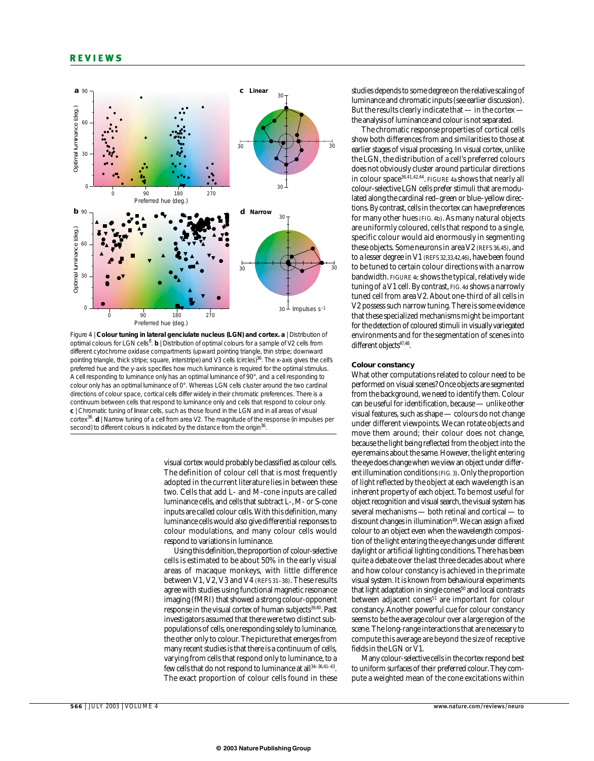Figure 4 | **Colour tuning in lateral geniculate nucleus (LGN) and cortex. a** | Distribution of optimal colours for LGN cells[8]. **b** | Distribution of optimal colours for a sample of V2 cells from different cytochrome oxidase compartments (upward pointing triangle, thin stripe; downward pointing triangle, thick stripe; square, interstripe) and V3 cells (circles)[36]. The x-axis gives the cell's preferred hue and the y-axis specifies how much luminance is required for the optimal stimulus. A cell responding to luminance only has an optimal luminance of 90°, and a cell responding to colour only has an optimal luminance of 0°. Whereas LGN cells cluster around the two cardinal directions of colour space, cortical cells differ widely in their chromatic preferences. There is a continuum between cells that respond to luminance only and cells that respond to colour only. **c** | Chromatic tuning of linear cells, such as those found in the LGN and in all areas of visual cortex[36]. **d** | Narrow tuning of a cell from area V2. The magnitude of the response (in impulses per second) to different colours is indicated by the distance from the origin[36].

visual cortex would probably be classified as colour cells. The definition of colour cell that is most frequently adopted in the current literature lies in between these two. Cells that add L- and M-cone inputs are called luminance cells, and cells that subtract L-, M- or S-cone inputs are called colour cells. With this definition, many luminance cells would also give differential responses to colour modulations, and many colour cells would respond to variations in luminance.

Using this definition, the proportion of colour-selective cells is estimated to be about 50% in the early visual areas of macaque monkeys, with little difference between V1, V2, V3 and V4 (REFS 31–38). These results agree with studies using functional magnetic resonance imaging (fMRI) that showed a strong colour-opponent response in the visual cortex of human subjects[39,40]. Past investigators assumed that there were two distinct subpopulations of cells, one responding solely to luminance, the other only to colour. The picture that emerges from many recent studies is that there is a continuum of cells, varying from cells that respond only to luminance, to a few cells that do not respond to luminance at all[34–36,41–43]. The exact proportion of colour cells found in these studies depends to some degree on the relative scaling of luminance and chromatic inputs (see earlier discussion). But the results clearly indicate that — in the cortex — the analysis of luminance and colour is not separated.

The chromatic response properties of cortical cells show both differences from and similarities to those at earlier stages of visual processing. In visual cortex, unlike the LGN, the distribution of a cell's preferred colours does not obviously cluster around particular directions in colour space[36,41,42,44]. FIGURE 4a shows that nearly all colour-selective LGN cells prefer stimuli that are modulated along the cardinal red–green or blue–yellow directions. By contrast, cells in the cortex can have preferences for many other hues (FIG. 4b). As many natural objects are uniformly coloured, cells that respond to a single, specific colour would aid enormously in segmenting these objects. Some neurons in area V2 (REFS 36,45), and to a lesser degree in V1 (REFS 32,33,42,46), have been found to be tuned to certain colour directions with a narrow bandwidth. FIGURE 4c shows the typical, relatively wide tuning of a V1 cell. By contrast, FIG. 4d shows a narrowly tuned cell from area V2. About one-third of all cells in V2 possess such narrow tuning. There is some evidence that these specialized mechanisms might be important for the detection of coloured stimuli in visually variegated environments and for the segmentation of scenes into different objects[47,48].

### Colour constancy

What other computations related to colour need to be performed on visual scenes? Once objects are segmented from the background, we need to identify them. Colour can be useful for identification, because — unlike other visual features, such as shape — colours do not change under different viewpoints. We can rotate objects and move them around; their colour does not change, because the light being reflected from the object into the eye remains about the same. However, the light entering the eye does change when we view an object under different illumination conditions (FIG. 3). Only the proportion of light reflected by the object at each wavelength is an inherent property of each object. To be most useful for object recognition and visual search, the visual system has several mechanisms — both retinal and cortical — to discount changes in illumination[49]. We can assign a fixed colour to an object even when the wavelength composition of the light entering the eye changes under different daylight or artificial lighting conditions. There has been quite a debate over the last three decades about where and how colour constancy is achieved in the primate visual system. It is known from behavioural experiments that light adaptation in single cones[50] and local contrasts between adjacent cones[51] are important for colour constancy. Another powerful cue for colour constancy seems to be the average colour over a large region of the scene. The long-range interactions that are necessary to compute this average are beyond the size of receptive fields in the LGN or V1.

Many colour-selective cells in the cortex respond best to uniform surfaces of their preferred colour. They compute a weighted mean of the cone excitations within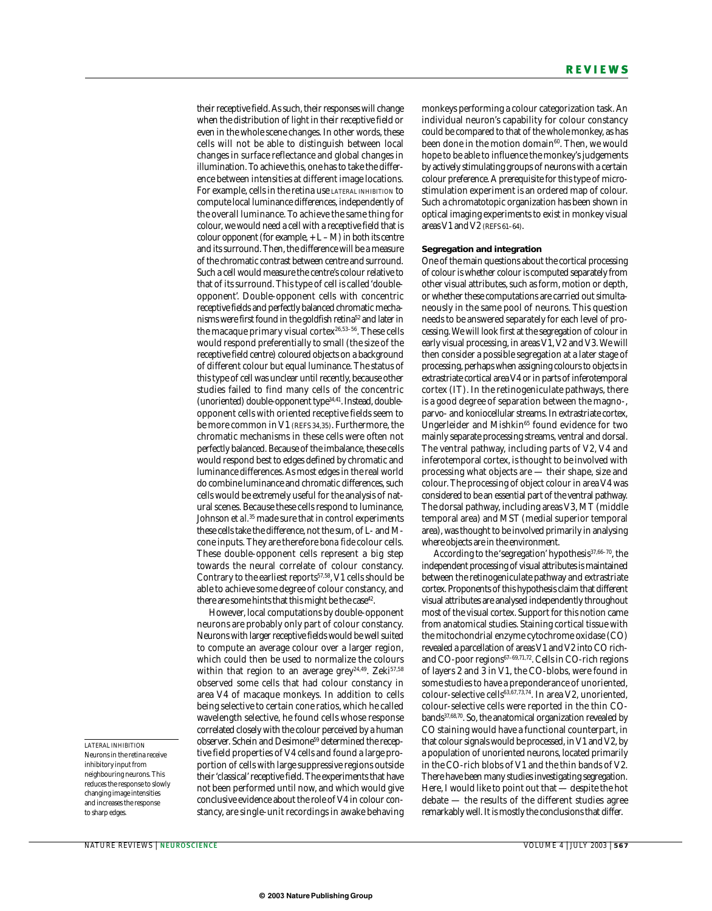their receptive field. As such, their responses will change when the distribution of light in their receptive field or even in the whole scene changes. In other words, these cells will not be able to distinguish between local changes in surface reflectance and global changes in illumination. To achieve this, one has to take the difference between intensities at different image locations. For example, cells in the retina use LATERAL INHIBITION to compute local luminance differences, independently of the overall luminance. To achieve the same thing for colour, we would need a cell with a receptive field that is colour opponent (for example, + L – M) in both its centre and its surround. Then, the difference will be a measure of the chromatic contrast between centre and surround. Such a cell would measure the centre's colour relative to that of its surround. This type of cell is called 'double-opponent'. Double-opponent cells with concentric receptive fields and perfectly balanced chromatic mechanisms were first found in the goldfish retina[52] and later in the macaque primary visual cortex[26,53–56]. These cells would respond preferentially to small (the size of the receptive field centre) coloured objects on a background of different colour but equal luminance. The status of this type of cell was unclear until recently, because other studies failed to find many cells of the concentric (unoriented) double-opponent type[34,41]. Instead, double-opponent cells with oriented receptive fields seem to be more common in V1 (REFS 34,35). Furthermore, the chromatic mechanisms in these cells were often not perfectly balanced. Because of the imbalance, these cells would respond best to edges defined by chromatic and luminance differences. As most edges in the real world do combine luminance and chromatic differences, such cells would be extremely useful for the analysis of natural scenes. Because these cells respond to luminance, Johnson *et al.*[35] made sure that in control experiments these cells take the difference, not the sum, of L- and M-cone inputs. They are therefore *bona fide* colour cells. These double-opponent cells represent a big step towards the neural correlate of colour constancy. Contrary to the earliest reports[57,58], V1 cells should be able to achieve some degree of colour constancy, and there are some hints that this might be the case[42].

However, local computations by double-opponent neurons are probably only part of colour constancy. Neurons with larger receptive fields would be well suited to compute an average colour over a larger region, which could then be used to normalize the colours within that region to an average grey[24,49]. Zeki[57,58] observed some cells that had colour constancy in area V4 of macaque monkeys. In addition to cells being selective to certain cone ratios, which he called wavelength selective, he found cells whose response correlated closely with the colour perceived by a human observer. Schein and Desimone[59] determined the receptive field properties of V4 cells and found a large proportion of cells with large suppressive regions outside their 'classical' receptive field. The experiments that have not been performed until now, and which would give conclusive evidence about the role of V4 in colour constancy, are single-unit recordings in awake behaving monkeys performing a colour categorization task. An individual neuron's capability for colour constancy could be compared to that of the whole monkey, as has been done in the motion domain[60]. Then, we would hope to be able to influence the monkey's judgements by actively stimulating groups of neurons with a certain colour preference. A prerequisite for this type of microstimulation experiment is an ordered map of colour. Such a chromatotopic organization has been shown in optical imaging experiments to exist in monkey visual areas V1 and V2 (REFS 61–64).

LATERAL INHIBITION
Neurons in the retina receive inhibitory input from neighbouring neurons. This reduces the response to slowly changing image intensities and increases the response to sharp edges.

### Segregation and integration

One of the main questions about the cortical processing of colour is whether colour is computed separately from other visual attributes, such as form, motion or depth, or whether these computations are carried out simultaneously in the same pool of neurons. This question needs to be answered separately for each level of processing. We will look first at the segregation of colour in early visual processing, in areas V1, V2 and V3. We will then consider a possible segregation at a later stage of processing, perhaps when assigning colours to objects in extrastriate cortical area V4 or in parts of inferotemporal cortex (IT). In the retinogeniculate pathways, there is a good degree of separation between the magno-, parvo- and koniocellular streams. In extrastriate cortex, Ungerleider and Mishkin[65] found evidence for two mainly separate processing streams, ventral and dorsal. The ventral pathway, including parts of V2, V4 and inferotemporal cortex, is thought to be involved with processing what objects are — their shape, size and colour. The processing of object colour in area V4 was considered to be an essential part of the ventral pathway. The dorsal pathway, including areas V3, MT (middle temporal area) and MST (medial superior temporal area), was thought to be involved primarily in analysing where objects are in the environment.

According to the 'segregation' hypothesis[37,66–70], the independent processing of visual attributes is maintained between the retinogeniculate pathway and extrastriate cortex. Proponents of this hypothesis claim that different visual attributes are analysed independently throughout most of the visual cortex. Support for this notion came from anatomical studies. Staining cortical tissue with the mitochondrial enzyme cytochrome oxidase (CO) revealed a parcellation of areas V1 and V2 into CO rich- and CO-poor regions[67–69,71,72]. Cells in CO-rich regions of layers 2 and 3 in V1, the CO-blobs, were found in some studies to have a preponderance of unoriented, colour-selective cells[63,67,73,74]. In area V2, unoriented, colour-selective cells were reported in the thin CO-bands[37,68,70]. So, the anatomical organization revealed by CO staining would have a functional counterpart, in that colour signals would be processed, in V1 and V2, by a population of unoriented neurons, located primarily in the CO-rich blobs of V1 and the thin bands of V2. There have been many studies investigating segregation. Here, I would like to point out that — despite the hot debate — the results of the different studies agree remarkably well. It is mostly the conclusions that differ.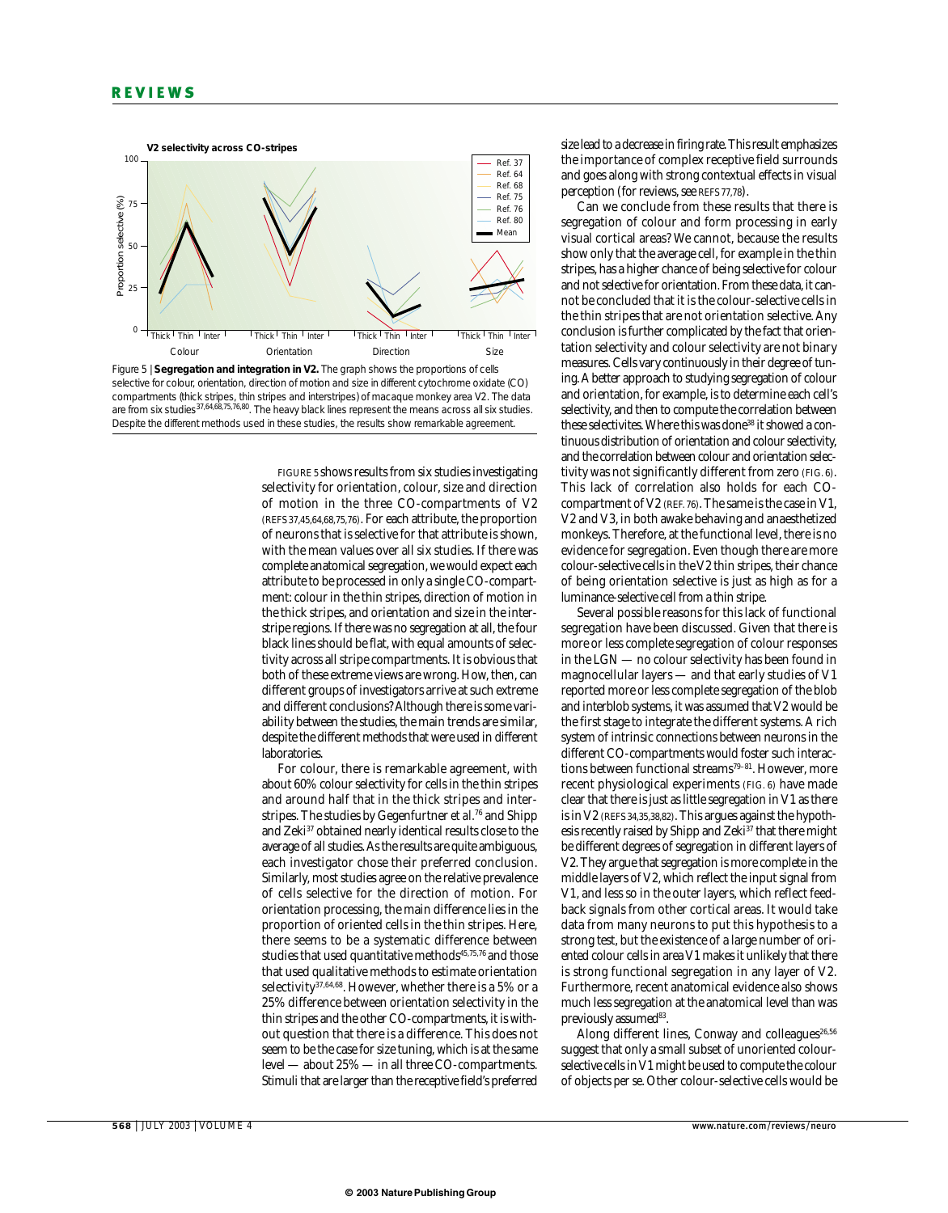Figure 5 | **Segregation and integration in V2.** The graph shows the proportions of cells selective for colour, orientation, direction of motion and size in different cytochrome oxidate (CO) compartments (thick stripes, thin stripes and interstripes) of macaque monkey area V2. The data are from six studies[37,64,68,75,76,80]. The heavy black lines represent the means across all six studies. Despite the different methods used in these studies, the results show remarkable agreement.

FIGURE 5 shows results from six studies investigating selectivity for orientation, colour, size and direction of motion in the three CO-compartments of V2 (REFS 37,45,64,68,75,76). For each attribute, the proportion of neurons that is selective for that attribute is shown, with the mean values over all six studies. If there was complete anatomical segregation, we would expect each attribute to be processed in only a single CO-compartment: colour in the thin stripes, direction of motion in the thick stripes, and orientation and size in the interstripe regions. If there was no segregation at all, the four black lines should be flat, with equal amounts of selectivity across all stripe compartments. It is obvious that both of these extreme views are wrong. How, then, can different groups of investigators arrive at such extreme and different conclusions? Although there is some variability between the studies, the main trends are similar, despite the different methods that were used in different laboratories.

For colour, there is remarkable agreement, with about 60% colour selectivity for cells in the thin stripes and around half that in the thick stripes and interstripes. The studies by Gegenfurtner et al.[76] and Shipp and Zeki[37] obtained nearly identical results close to the average of all studies. As the results are quite ambiguous, each investigator chose their preferred conclusion. Similarly, most studies agree on the relative prevalence of cells selective for the direction of motion. For orientation processing, the main difference lies in the proportion of oriented cells in the thin stripes. Here, there seems to be a systematic difference between studies that used quantitative methods[45,75,76] and those that used qualitative methods to estimate orientation selectivity[37,64,68]. However, whether there is a 5% or a 25% difference between orientation selectivity in the thin stripes and the other CO-compartments, it is without question that there is a difference. This does not seem to be the case for size tuning, which is at the same level — about 25% — in all three CO-compartments. Stimuli that are larger than the receptive field's preferred size lead to a decrease in firing rate. This result emphasizes the importance of complex receptive field surrounds and goes along with strong contextual effects in visual perception (for reviews, see REFS 77,78).

Can we conclude from these results that there is segregation of colour and form processing in early visual cortical areas? We cannot, because the results show only that the average cell, for example in the thin stripes, has a higher chance of being selective for colour and not selective for orientation. From these data, it cannot be concluded that it is the colour-selective cells in the thin stripes that are not orientation selective. Any conclusion is further complicated by the fact that orientation selectivity and colour selectivity are not binary measures. Cells vary continuously in their degree of tuning. A better approach to studying segregation of colour and orientation, for example, is to determine each cell's selectivity, and then to compute the correlation between these selectivites. Where this was done[38] it showed a continuous distribution of orientation and colour selectivity, and the correlation between colour and orientation selectivity was not significantly different from zero (FIG. 6). This lack of correlation also holds for each CO-compartment of V2 (REF. 76). The same is the case in V1, V2 and V3, in both awake behaving and anaesthetized monkeys. Therefore, at the functional level, there is no evidence for segregation. Even though there are more colour-selective cells in the V2 thin stripes, their chance of being orientation selective is just as high as for a luminance-selective cell from a thin stripe.

Several possible reasons for this lack of functional segregation have been discussed. Given that there is more or less complete segregation of colour responses in the LGN — no colour selectivity has been found in magnocellular layers — and that early studies of V1 reported more or less complete segregation of the blob and interblob systems, it was assumed that V2 would be the first stage to integrate the different systems. A rich system of intrinsic connections between neurons in the different CO-compartments would foster such interactions between functional streams[79–81]. However, more recent physiological experiments (FIG. 6) have made clear that there is just as little segregation in V1 as there is in V2 (REFS 34,35,38,82). This argues against the hypothesis recently raised by Shipp and Zeki[37] that there might be different degrees of segregation in different layers of V2. They argue that segregation is more complete in the middle layers of V2, which reflect the input signal from V1, and less so in the outer layers, which reflect feedback signals from other cortical areas. It would take data from many neurons to put this hypothesis to a strong test, but the existence of a large number of oriented colour cells in area V1 makes it unlikely that there is strong functional segregation in any layer of V2. Furthermore, recent anatomical evidence also shows much less segregation at the anatomical level than was previously assumed[83].

Along different lines, Conway and colleagues[26,56] suggest that only a small subset of unoriented colour-selective cells in V1 might be used to compute the colour of objects per se. Other colour-selective cells would be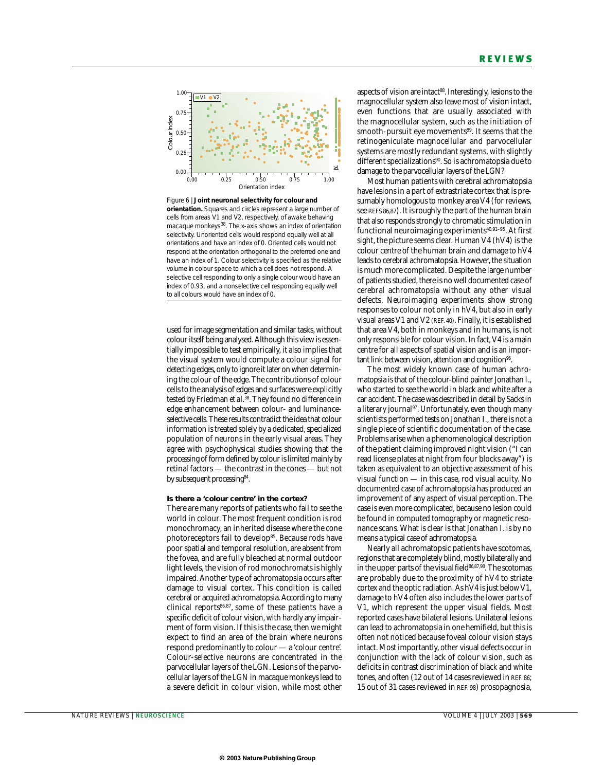Figure 6 | **Joint neuronal selectivity for colour and orientation.** Squares and circles represent a large number of cells from areas V1 and V2, respectively, of awake behaving macaque monkeys[38]. The x-axis shows an index of orientation selectivity. Unoriented cells would respond equally well at all orientations and have an index of 0. Oriented cells would not respond at the orientation orthogonal to the preferred one and have an index of 1. Colour selectivity is specified as the relative volume in colour space to which a cell does not respond. A selective cell responding to only a single colour would have an index of 0.93, and a nonselective cell responding equally well to all colours would have an index of 0.

used for image segmentation and similar tasks, without colour itself being analysed. Although this view is essentially impossible to test empirically, it also implies that the visual system would compute a colour signal for detecting edges, only to ignore it later on when determining the colour of the edge. The contributions of colour cells to the analysis of edges and surfaces were explicitly tested by Friedman *et al.*[38]. They found no difference in edge enhancement between colour- and luminance-selective cells. These results contradict the idea that colour information is treated solely by a dedicated, specialized population of neurons in the early visual areas. They agree with psychophysical studies showing that the processing of form defined by colour is limited mainly by retinal factors — the contrast in the cones — but not by subsequent processing[84].

### Is there a 'colour centre' in the cortex?

There are many reports of patients who fail to see the world in colour. The most frequent condition is rod monochromacy, an inherited disease where the cone photoreceptors fail to develop[85]. Because rods have poor spatial and temporal resolution, are absent from the fovea, and are fully bleached at normal outdoor light levels, the vision of rod monochromats is highly impaired. Another type of achromatopsia occurs after damage to visual cortex. This condition is called cerebral or acquired achromatopsia. According to many clinical reports[86,87], some of these patients have a specific deficit of colour vision, with hardly any impairment of form vision. If this is the case, then we might expect to find an area of the brain where neurons respond predominantly to colour — a 'colour centre'. Colour-selective neurons are concentrated in the parvocellular layers of the LGN. Lesions of the parvocellular layers of the LGN in macaque monkeys lead to a severe deficit in colour vision, while most other aspects of vision are intact[88]. Interestingly, lesions to the magnocellular system also leave most of vision intact, even functions that are usually associated with the magnocellular system, such as the initiation of smooth-pursuit eye movements[89]. It seems that the retinogeniculate magnocellular and parvocellular systems are mostly redundant systems, with slightly different specializations[90]. So is achromatopsia due to damage to the parvocellular layers of the LGN?

Most human patients with cerebral achromatopsia have lesions in a part of extrastriate cortex that is presumably homologous to monkey area V4 (for reviews, see REFS 86,87). It is roughly the part of the human brain that also responds strongly to chromatic stimulation in functional neuroimaging experiments[40,91–95]. At first sight, the picture seems clear. Human V4 (hV4) is the colour centre of the human brain and damage to hV4 leads to cerebral achromatopsia. However, the situation is much more complicated. Despite the large number of patients studied, there is no well documented case of cerebral achromatopsia without any other visual defects. Neuroimaging experiments show strong responses to colour not only in hV4, but also in early visual areas V1 and V2 (REF. 40). Finally, it is established that area V4, both in monkeys and in humans, is not only responsible for colour vision. In fact, V4 is a main centre for all aspects of spatial vision and is an important link between vision, attention and cognition[96].

The most widely known case of human achromatopsia is that of the colour-blind painter Jonathan I., who started to see the world in black and white after a car accident. The case was described in detail by Sacks in a literary journal[97]. Unfortunately, even though many scientists performed tests on Jonathan I., there is not a single piece of scientific documentation of the case. Problems arise when a phenomenological description of the patient claiming improved night vision ("I can read license plates at night from four blocks away") is taken as equivalent to an objective assessment of his visual function — in this case, rod visual acuity. No documented case of achromatopsia has produced an improvement of any aspect of visual perception. The case is even more complicated, because no lesion could be found in computed tomography or magnetic resonance scans. What is clear is that Jonathan I. is by no means a typical case of achromatopsia.

Nearly all achromatopsic patients have scotomas, regions that are completely blind, mostly bilaterally and in the upper parts of the visual field[86,87,98]. The scotomas are probably due to the proximity of hV4 to striate cortex and the optic radiation. As hV4 is just below V1, damage to hV4 often also includes the lower parts of V1, which represent the upper visual fields. Most reported cases have bilateral lesions. Unilateral lesions can lead to achromatopsia in one hemifield, but this is often not noticed because foveal colour vision stays intact. Most importantly, other visual defects occur in conjunction with the lack of colour vision, such as deficits in contrast discrimination of black and white tones, and often (12 out of 14 cases reviewed in REF. 86; 15 out of 31 cases reviewed in REF. 98) prosopagnosia,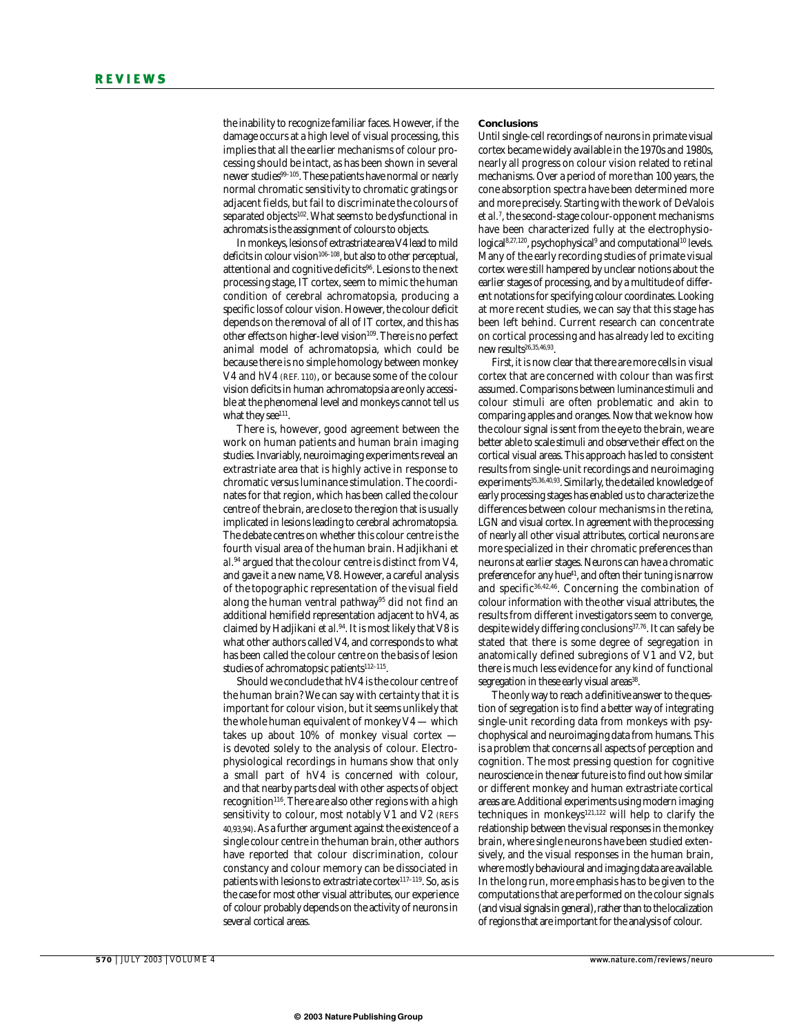the inability to recognize familiar faces. However, if the damage occurs at a high level of visual processing, this implies that all the earlier mechanisms of colour processing should be intact, as has been shown in several newer studies[99–105]. These patients have normal or nearly normal chromatic sensitivity to chromatic gratings or adjacent fields, but fail to discriminate the colours of separated objects[102]. What seems to be dysfunctional in achromats is the assignment of colours to objects.

In monkeys, lesions of extrastriate area V4 lead to mild deficits in colour vision[106–108], but also to other perceptual, attentional and cognitive deficits[96]. Lesions to the next processing stage, IT cortex, seem to mimic the human condition of cerebral achromatopsia, producing a specific loss of colour vision. However, the colour deficit depends on the removal of all of IT cortex, and this has other effects on higher-level vision[109]. There is no perfect animal model of achromatopsia, which could be because there is no simple homology between monkey V4 and hV4 (REF. 110), or because some of the colour vision deficits in human achromatopsia are only accessible at the phenomenal level and monkeys cannot tell us what they see[111].

There is, however, good agreement between the work on human patients and human brain imaging studies. Invariably, neuroimaging experiments reveal an extrastriate area that is highly active in response to chromatic versus luminance stimulation. The coordinates for that region, which has been called the colour centre of the brain, are close to the region that is usually implicated in lesions leading to cerebral achromatopsia. The debate centres on whether this colour centre is the fourth visual area of the human brain. Hadjikhani *et al.*[94] argued that the colour centre is distinct from V4, and gave it a new name, V8. However, a careful analysis of the topographic representation of the visual field along the human ventral pathway[95] did not find an additional hemifield representation adjacent to hV4, as claimed by Hadjikani *et al.*[94]. It is most likely that V8 is what other authors called V4, and corresponds to what has been called the colour centre on the basis of lesion studies of achromatopsic patients[112–115].

Should we conclude that hV4 is the colour centre of the human brain? We can say with certainty that it is important for colour vision, but it seems unlikely that the whole human equivalent of monkey V4 — which takes up about 10% of monkey visual cortex — is devoted solely to the analysis of colour. Electrophysiological recordings in humans show that only a small part of hV4 is concerned with colour, and that nearby parts deal with other aspects of object recognition[116]. There are also other regions with a high sensitivity to colour, most notably V1 and V2 (REFS 40,93,94). As a further argument against the existence of a single colour centre in the human brain, other authors have reported that colour discrimination, colour constancy and colour memory can be dissociated in patients with lesions to extrastriate cortex[117–119]. So, as is the case for most other visual attributes, our experience of colour probably depends on the activity of neurons in several cortical areas.

## Conclusions

Until single-cell recordings of neurons in primate visual cortex became widely available in the 1970s and 1980s, nearly all progress on colour vision related to retinal mechanisms. Over a period of more than 100 years, the cone absorption spectra have been determined more and more precisely. Starting with the work of DeValois *et al.*[7], the second-stage colour-opponent mechanisms have been characterized fully at the electrophysiological[8,27,120], psychophysical[9] and computational[10] levels. Many of the early recording studies of primate visual cortex were still hampered by unclear notions about the earlier stages of processing, and by a multitude of different notations for specifying colour coordinates. Looking at more recent studies, we can say that this stage has been left behind. Current research can concentrate on cortical processing and has already led to exciting new results[26,35,46,93].

First, it is now clear that there are more cells in visual cortex that are concerned with colour than was first assumed. Comparisons between luminance stimuli and colour stimuli are often problematic and akin to comparing apples and oranges. Now that we know how the colour signal is sent from the eye to the brain, we are better able to scale stimuli and observe their effect on the cortical visual areas. This approach has led to consistent results from single-unit recordings and neuroimaging experiments[35,36,40,93]. Similarly, the detailed knowledge of early processing stages has enabled us to characterize the differences between colour mechanisms in the retina, LGN and visual cortex. In agreement with the processing of nearly all other visual attributes, cortical neurons are more specialized in their chromatic preferences than neurons at earlier stages. Neurons can have a chromatic preference for any hue[41], and often their tuning is narrow and specific[36,42,46]. Concerning the combination of colour information with the other visual attributes, the results from different investigators seem to converge, despite widely differing conclusions[37,76]. It can safely be stated that there is some degree of segregation in anatomically defined subregions of V1 and V2, but there is much less evidence for any kind of functional segregation in these early visual areas[38].

The only way to reach a definitive answer to the question of segregation is to find a better way of integrating single-unit recording data from monkeys with psychophysical and neuroimaging data from humans. This is a problem that concerns all aspects of perception and cognition. The most pressing question for cognitive neuroscience in the near future is to find out how similar or different monkey and human extrastriate cortical areas are. Additional experiments using modern imaging techniques in monkeys[121,122] will help to clarify the relationship between the visual responses in the monkey brain, where single neurons have been studied extensively, and the visual responses in the human brain, where mostly behavioural and imaging data are available. In the long run, more emphasis has to be given to the computations that are performed on the colour signals (and visual signals in general), rather than to the localization of regions that are important for the analysis of colour.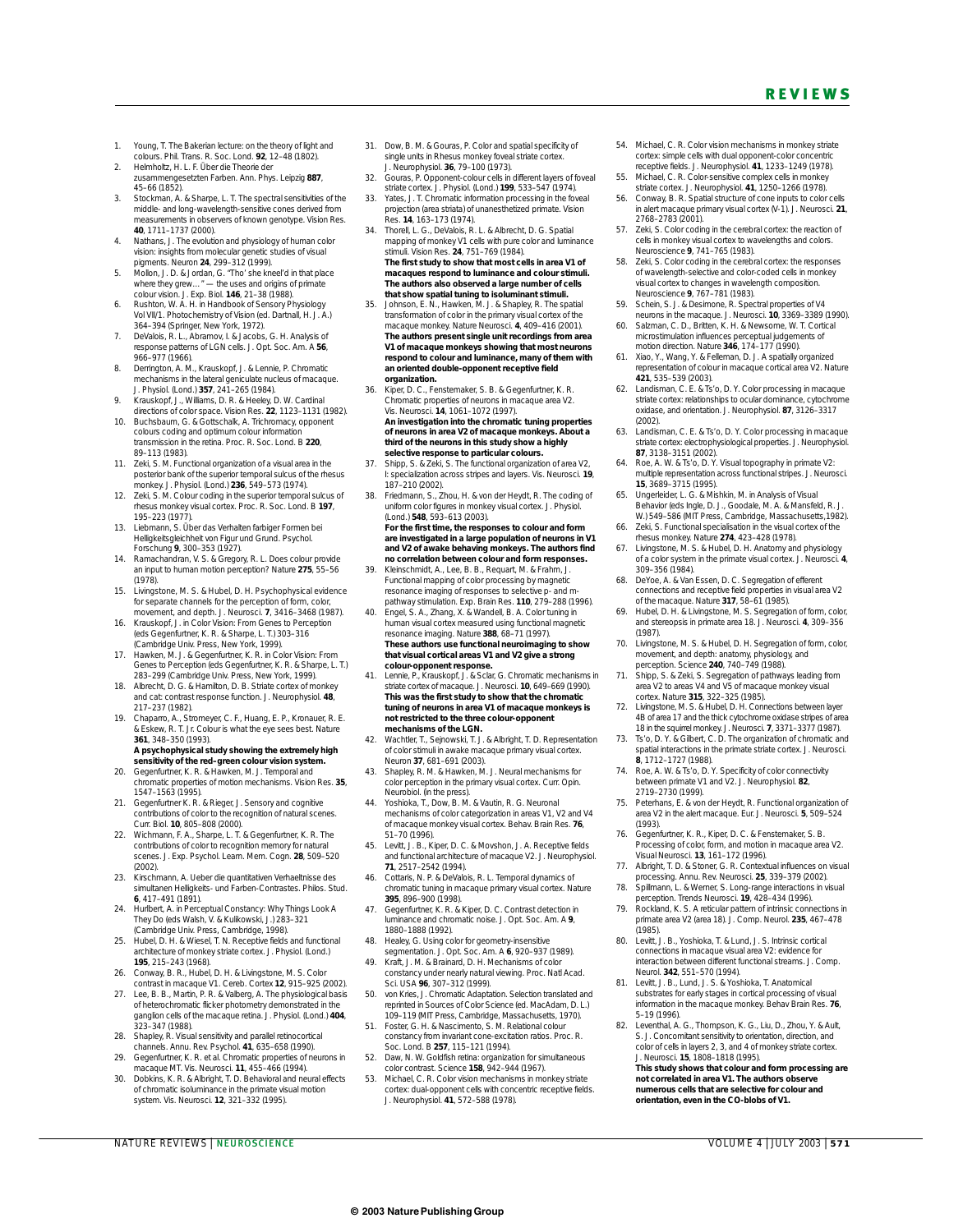1. Young, T. The Bakerian lecture: on the theory of light and colours. Phil. Trans. R. Soc. Lond. **92**, 12–48 (1802).
2. Helmholtz, H. L. F. Über die Theorie der zusammengesetzten Farben. Ann. Phys. Leipzig **887**, 45–66 (1852).
3. Stockman, A. & Sharpe, L. T. The spectral sensitivities of the middle- and long-wavelength-sensitive cones derived from measurements in observers of known genotype. Vision Res. **40**, 1711–1737 (2000).
4. Nathans, J. The evolution and physiology of human color vision: insights from molecular genetic studies of visual pigments. Neuron **24**, 299–312 (1999).
5. Mollon, J. D. & Jordan, G. "Tho' she kneel'd in that place where they grew…" — the uses and origins of primate colour vision. J. Exp. Biol. **146**, 21–38 (1988).
6. Rushton, W. A. H. in Handbook of Sensory Physiology Vol VII/1. Photochemistry of Vision (ed. Dartnall, H. J. A.) 364–394 (Springer, New York, 1972).
7. DeValois, R. L., Abramov, I. & Jacobs, G. H. Analysis of response patterns of LGN cells. J. Opt. Soc. Am. A **56**, 966–977 (1966).
8. Derrington, A. M., Krauskopf, J. & Lennie, P. Chromatic mechanisms in the lateral geniculate nucleus of macaque. J. Physiol. (Lond.) **357**, 241–265 (1984).
9. Krauskopf, J., Williams, D. R. & Heeley, D. W. Cardinal directions of color space. Vision Res. **22**, 1123–1131 (1982).
10. Buchsbaum, G. & Gottschalk, A. Trichromacy, opponent colours coding and optimum colour information transmission in the retina. Proc. R. Soc. Lond. B **220**, 89–113 (1983).
11. Zeki, S. M. Functional organization of a visual area in the posterior bank of the superior temporal sulcus of the rhesus monkey. J. Physiol. (Lond.) **236**, 549–573 (1974).
12. Zeki, S. M. Colour coding in the superior temporal sulcus of rhesus monkey visual cortex. Proc. R. Soc. Lond. B **197**, 195–223 (1977).
13. Liebmann, S. Über das Verhalten farbiger Formen bei Helligkeitsgleichheit von Figur und Grund. Psychol. Forschung **9**, 300–353 (1927).
14. Ramachandran, V. S. & Gregory, R. L. Does colour provide an input to human motion perception? Nature **275**, 55–56 (1978).
15. Livingstone, M. S. & Hubel, D. H. Psychophysical evidence for separate channels for the perception of form, color, movement, and depth. J. Neurosci. **7**, 3416–3468 (1987).
16. Krauskopf, J. in Color Vision: From Genes to Perception (eds Gegenfurtner, K. R. & Sharpe, L. T.) 303–316 (Cambridge Univ. Press, New York, 1999).
17. Hawken, M. J. & Gegenfurtner, K. R. in Color Vision: From Genes to Perception (eds Gegenfurtner, K. R. & Sharpe, L. T.) 283–299 (Cambridge Univ. Press, New York, 1999).
18. Albrecht, D. G. & Hamilton, D. B. Striate cortex of monkey and cat: contrast response function. J. Neurophysiol. **48**, 217–237 (1982).
19. Chaparro, A., Stromeyer, C. F., Huang, E. P., Kronauer, R. E. & Eskew, R. T. J r. Colour is what the eye sees best. Nature **361**, 348–350 (1993).
**A psychophysical study showing the extremely high sensitivity of the red–green colour vision system.**
20. Gegenfurtner, K. R. & Hawken, M. J. Temporal and chromatic properties of motion mechanisms. Vision Res. **35**, 1547–1563 (1995).
21. Gegenfurtner K. R. & Rieger, J. Sensory and cognitive contributions of color to the recognition of natural scenes. Curr. Biol. **10**, 805–808 (2000).
22. Wichmann, F. A., Sharpe, L. T. & Gegenfurtner, K. R. The contributions of color to recognition memory for natural scenes. J. Exp. Psychol. Learn. Mem. Cogn. **28**, 509–520 (2002).
23. Kirschmann, A. Ueber die quantitativen Verhaeltnisse des simultanen Helligkeits- und Farben-Contrastes. Philos. Stud. **6**, 417–491 (1891).
24. Hurlbert, A. in Perceptual Constancy: Why Things Look A They Do (eds Walsh, V. & Kulikowski, J.) 283–321 (Cambridge Univ. Press, Cambridge, 1998).
25. Hubel, D. H. & Wiesel, T. N. Receptive fields and functional architecture of monkey striate cortex. J. Physiol. (Lond.) **195**, 215–243 (1968).
26. Conway, B. R., Hubel, D. H. & Livingstone, M. S. Color contrast in macaque V1. Cereb. Cortex **12**, 915–925 (2002).
27. Lee, B. B., Martin, P. R. & Valberg, A. The physiological basis of heterochromatic flicker photometry demonstrated in the ganglion cells of the macaque retina. J. Physiol. (Lond.) **404**, 323–347 (1988).
28. Shapley, R. Visual sensitivity and parallel retinocortical channels. Annu. Rev. Psychol. **41**, 635–658 (1990).
29. Gegenfurtner, K. R. et al. Chromatic properties of neurons in macaque MT. Vis. Neurosci. **11**, 455–466 (1994).
30. Dobkins, K. R. & Albright, T. D. Behavioral and neural effects of chromatic isoluminance in the primate visual motion system. Vis. Neurosci. **12**, 321–332 (1995).
31. Dow, B. M. & Gouras, P. Color and spatial specificity of single units in Rhesus monkey foveal striate cortex. J. Neurophysiol. **36**, 79–100 (1973).
32. Gouras, P. Opponent-colour cells in different layers of foveal striate cortex. J. Physiol. (Lond.) **199**, 533–547 (1974).
33. Yates, J. T. Chromatic information processing in the foveal projection (area striata) of unanesthetized primate. Vision Res. **14**, 163–173 (1974).
34. Thorell, L. G., DeValois, R. L. & Albrecht, D. G. Spatial mapping of monkey V1 cells with pure color and luminance stimuli. Vision Res. **24**, 751–769 (1984).
**The first study to show that most cells in area V1 of macaques respond to luminance and colour stimuli. The authors also observed a large number of cells that show spatial tuning to isoluminant stimuli.**
35. Johnson, E. N., Hawken, M. J. & Shapley, R. The spatial transformation of color in the primary visual cortex of the macaque monkey. Nature Neurosci. **4**, 409–416 (2001).
**The authors present single unit recordings from area V1 of macaque monkeys showing that most neurons respond to colour and luminance, many of them with an oriented double-opponent receptive field organization.**
36. Kiper, D. C., Fenstemaker, S. B. & Gegenfurtner, K. R. Chromatic properties of neurons in macaque area V2. Vis. Neurosci. **14**, 1061–1072 (1997).
**An investigation into the chromatic tuning properties of neurons in area V2 of macaque monkeys. About a third of the neurons in this study show a highly selective response to particular colours.**
37. Shipp, S. & Zeki, S. The functional organization of area V2, I: specialization across stripes and layers. Vis. Neurosci. **19**, 187–210 (2002).
38. Friedmann, S., Zhou, H. & von der Heydt, R. The coding of uniform color figures in monkey visual cortex. J. Physiol. (Lond.) **548**, 593–613 (2003).
**For the first time, the responses to colour and form are investigated in a large population of neurons in V1 and V2 of awake behaving monkeys. The authors find no correlation between colour and form responses.**
39. Kleinschmidt, A., Lee, B. B., Requart, M. & Frahm, J. Functional mapping of color processing by magnetic resonance imaging of responses to selective p- and m-pathway stimulation. Exp. Brain Res. **110**, 279–288 (1996).
40. Engel, S. A., Zhang, X. & Wandell, B. A. Color tuning in human visual cortex measured using functional magnetic resonance imaging. Nature **388**, 68–71 (1997).
**These authors use functional neuroimaging to show that visual cortical areas V1 and V2 give a strong colour-opponent response.**
41. Lennie, P., Krauskopf, J. & Sclar, G. Chromatic mechanisms in striate cortex of macaque. J. Neurosci. **10**, 649–669 (1990).
**This was the first study to show that the chromatic tuning of neurons in area V1 of macaque monkeys is not restricted to the three colour-opponent mechanisms of the LGN.**
42. Wachtler, T., Sejnowski, T. J. & Albright, T. D. Representation of color stimuli in awake macaque primary visual cortex. Neuron **37**, 681–691 (2003).
43. Shapley, R. M. & Hawken, M. J. Neural mechanisms for color perception in the primary visual cortex. Curr. Opin. Neurobiol. (in the press).
44. Yoshioka, T., Dow, B. M. & Vautin, R. G. Neuronal mechanisms of color categorization in areas V1, V2 and V4 of macaque monkey visual cortex. Behav. Brain Res. **76**, 51–70 (1996).
45. Levitt, J. B., Kiper, D. C. & Movshon, J. A. Receptive fields and functional architecture of macaque V2. J. Neurophysiol. **71**, 2517–2542 (1994).
46. Cottaris, N. P. & DeValois, R. L. Temporal dynamics of chromatic tuning in macaque primary visual cortex. Nature **395**, 896–900 (1998).
47. Gegenfurtner, K. R. & Kiper, D. C. Contrast detection in luminance and chromatic noise. J. Opt. Soc. Am. A **9**, 1880–1888 (1992).
48. Healey, G. Using color for geometry-insensitive segmentation. J. Opt. Soc. Am. A **6**, 920–937 (1989).
49. Kraft, J. M. & Brainard, D. H. Mechanisms of color constancy under nearly natural viewing. Proc. Natl Acad. Sci. USA **96**, 307–312 (1999).
50. von Kries, J. Chromatic Adaptation. Selection translated and reprinted in Sources of Color Science (ed. MacAdam, D. L.) 109–119 (MIT Press, Cambridge, Massachusetts, 1970).
51. Foster, G. H. & Nascimento, S. M. Relational colour constancy from invariant cone-excitation ratios. Proc. R. Soc. Lond. B **257**, 115–121 (1994).
52. Daw, N. W. Goldfish retina: organization for simultaneous color contrast. Science **158**, 942–944 (1967).
53. Michael, C. R. Color vision mechanisms in monkey striate cortex: dual-opponent cells with concentric receptive fields. J. Neurophysiol. **41**, 572–588 (1978).
54. Michael, C. R. Color vision mechanisms in monkey striate cortex: simple cells with dual opponent-color concentric receptive fields. J. Neurophysiol. **41**, 1233–1249 (1978).
55. Michael, C. R. Color-sensitive complex cells in monkey striate cortex. J. Neurophysiol. **41**, 1250–1266 (1978).
56. Conway, B. R. Spatial structure of cone inputs to color cells in alert macaque primary visual cortex (V-1). J. Neurosci. **21**, 2768–2783 (2001).
57. Zeki, S. Color coding in the cerebral cortex: the reaction of cells in monkey visual cortex to wavelengths and colors. Neuroscience **9**, 741–765 (1983).
58. Zeki, S. Color coding in the cerebral cortex: the responses of wavelength-selective and color-coded cells in monkey visual cortex to changes in wavelength composition. Neuroscience **9**, 767–781 (1983).
59. Schein, S. J. & Desimone, R. Spectral properties of V4 neurons in the macaque. J. Neurosci. **10**, 3369–3389 (1990).
60. Salzman, C. D., Britten, K. H. & Newsome, W. T. Cortical microstimulation influences perceptual judgements of motion direction. Nature **346**, 174–177 (1990).
61. Xiao, Y., Wang, Y. & Felleman, D. J. A spatially organized representation of colour in macaque cortical area V2. Nature **421**, 535–539 (2003).
62. Landisman, C. E. & Ts'o, D. Y. Color processing in macaque striate cortex: relationships to ocular dominance, cytochrome oxidase, and orientation. J. Neurophysiol. **87**, 3126–3317 (2002).
63. Landisman, C. E. & Ts'o, D. Y. Color processing in macaque striate cortex: electrophysiological properties. J. Neurophysiol. **87**, 3138–3151 (2002).
64. Roe, A. W. & Ts'o, D. Y. Visual topography in primate V2: multiple representation across functional stripes. J. Neurosci. **15**, 3689–3715 (1995).
65. Ungerleider, L. G. & Mishkin, M. in Analysis of Visual Behavior (eds Ingle, D. J., Goodale, M. A. & Mansfeld, R. J. W.) 549–586 (MIT Press, Cambridge, Massachusetts,1982).
66. Zeki, S. Functional specialisation in the visual cortex of the rhesus monkey. Nature **274**, 423–428 (1978).
67. Livingstone, M. S. & Hubel, D. H. Anatomy and physiology of a color system in the primate visual cortex. J. Neurosci. **4**, 309–356 (1984).
68. DeYoe, A. & Van Essen, D. C. Segregation of efferent connections and receptive field properties in visual area V2 of the macaque. Nature **317**, 58–61 (1985).
69. Hubel, D. H. & Livingstone, M. S. Segregation of form, color, and stereopsis in primate area 18. J. Neurosci. **4**, 309–356 (1987).
70. Livingstone, M. S. & Hubel, D. H. Segregation of form, color, movement, and depth: anatomy, physiology, and perception. Science **240**, 740–749 (1988).
71. Shipp, S. & Zeki, S. Segregation of pathways leading from area V2 to areas V4 and V5 of macaque monkey visual cortex. Nature **315**, 322–325 (1985).
72. Livingstone, M. S. & Hubel, D. H. Connections between layer 4B of area 17 and the thick cytochrome oxidase stripes of area 18 in the squirrel monkey. J. Neurosci. **7**, 3371–3377 (1987).
73. Ts'o, D. Y. & Gilbert, C. D. The organization of chromatic and spatial interactions in the primate striate cortex. J. Neurosci. **8**, 1712–1727 (1988).
74. Roe, A. W. & Ts'o, D. Y. Specificity of color connectivity between primate V1 and V2. J. Neurophysiol. **82**, 2719–2730 (1999).
75. Peterhans, E. & von der Heydt, R. Functional organization of area V2 in the alert macaque. Eur. J. Neurosci. **5**, 509–524 (1993).
76. Gegenfurtner, K. R., Kiper, D. C. & Fenstemaker, S. B. Processing of color, form, and motion in macaque area V2. Visual Neurosci. **13**, 161–172 (1996).
77. Albright, T. D. & Stoner, G. R. Contextual influences on visual processing. Annu. Rev. Neurosci. **25**, 339–379 (2002).
78. Spillmann, L. & Werner, S. Long-range interactions in visual perception. Trends Neurosci. **19**, 428–434 (1996).
79. Rockland, K. S. A reticular pattern of intrinsic connections in primate area V2 (area 18). J. Comp. Neurol. **235**, 467–478 (1985).
80. Levitt, J. B., Yoshioka, T. & Lund, J. S. Intrinsic cortical connections in macaque visual area V2: evidence for interaction between different functional streams. J. Comp. Neurol. **342**, 551–570 (1994).
81. Levitt, J. B., Lund, J. S. & Yoshioka, T. Anatomical substrates for early stages in cortical processing of visual information in the macaque monkey. Behav Brain Res. **76**, 5–19 (1996).
82. Leventhal, A. G., Thompson, K. G., Liu, D., Zhou, Y. & Ault, S. J. Concomitant sensitivity to orientation, direction, and color of cells in layers 2, 3, and 4 of monkey striate cortex. J. Neurosci. **15**, 1808–1818 (1995).
**This study shows that colour and form processing are not correlated in area V1. The authors observe numerous cells that are selective for colour and orientation, even in the CO-blobs of V1.**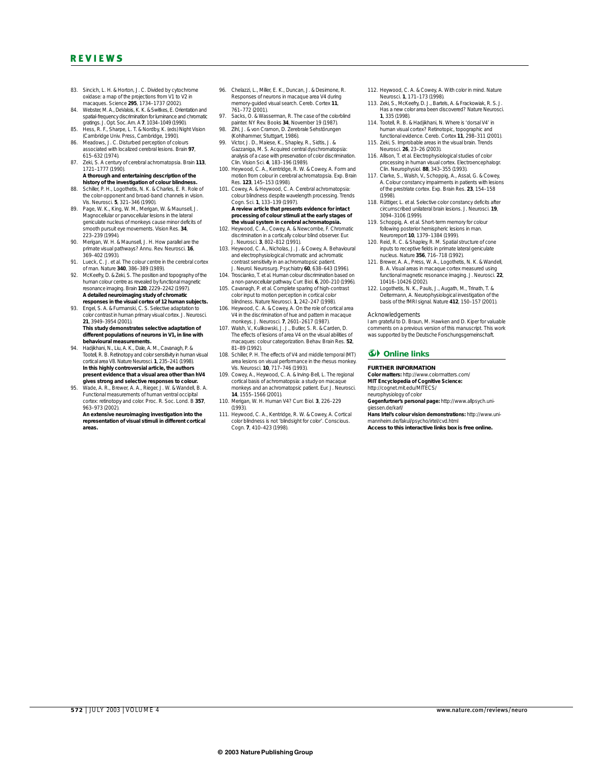83. Sincich, L. H. & Horton, J. C. Divided by cytochrome oxidase: a map of the projections from V1 to V2 in macaques. Science **295**, 1734–1737 (2002).
84. Webster, M. A., DeValois, K. K. & Switkes, E. Orientation and spatial-frequency discrimination for luminance and chromatic gratings. J. Opt. Soc. Am. A **7**, 1034–1049 (1990).
85. Hess, R. F., Sharpe, L. T. & Nordby, K. (eds) Night Vision (Cambridge Univ. Press, Cambridge, 1990).
86. Meadows, J. C. Disturbed perception of colours associated with localized cerebral lesions. Brain **97**, 615–632 (1974).
87. Zeki, S. A century of cerebral achromatopsia. Brain **113**, 1721–1777 (1990).
**A thorough and entertaining description of the history of the investigation of colour blindness.**
88. Schiller, P. H., Logothetis, N. K. & Charles, E. R. Role of the color-opponent and broad-band channels in vision. Vis. Neurosci. **5**, 321–346 (1990).
89. Page, W. K., King, W. M., Merigan, W. & Maunsell, J. Magnocellular or parvocellular lesions in the lateral geniculate nucleus of monkeys cause minor deficits of smooth pursuit eye movements. Vision Res. **34**, 223–239 (1994).
90. Merigan, W. H. & Maunsell, J. H. How parallel are the primate visual pathways? Annu. Rev. Neurosci. **16**, 369–402 (1993).
91. Lueck, C. J. et al. The colour centre in the cerebral cortex of man. Nature **340**, 386–389 (1989).
92. McKeefry, D. & Zeki, S. The position and topography of the human colour centre as revealed by functional magnetic resonance imaging. Brain **120**, 2229–2242 (1997).
**A detailed neuroimaging study of chromatic responses in the visual cortex of 12 human subjects.**
93. Engel, S. A. & Furmanski, C. S. Selective adaptation to color contrast in human primary visual cortex. J. Neurosci. **21**, 3949–3954 (2001).
**This study demonstrates selective adaptation of different populations of neurons in V1, in line with behavioural measurements.**
94. Hadjikhani, N., Liu, A. K., Dale, A. M., Cavanagh, P. & Tootell, R. B. Retinotopy and color sensitivity in human visual cortical area V8. Nature Neurosci. **1**, 235–241 (1998).
**In this highly controversial article, the authors present evidence that a visual area other than hV4 gives strong and selective responses to colour.**
95. Wade, A. R., Brewer, A. A., Rieger, J. W. & Wandell, B. A. Functional measurements of human ventral occipital cortex: retinotopy and color. Proc. R. Soc. Lond. B **357**, 963–973 (2002).
**An extensive neuroimaging investigation into the representation of visual stimuli in different cortical areas.**
96. Chelazzi, L., Miller, E. K., Duncan, J. & Desimone, R. Responses of neurons in macaque area V4 during memory-guided visual search. Cereb. Cortex **11**, 761–772 (2001).
97. Sacks, O. & Wasserman, R. The case of the colorblind painter. NY Rev. Books **34**, November 19 (1987).
98. Zihl, J. & von Cramon, D. Zerebrale Sehstörungen (Kohlhammer, Stuttgart, 1986).
99. Victor, J. D., Maiese, K., Shapley, R., Sidtis, J. & Gazzaniga, M. S. Acquired central dyschromatopsia: analysis of a case with preservation of color discrimination. Clin. Vision Sci. **4**, 183–196 (1989).
100. Heywood, C. A., Kentridge, R. W. & Cowey, A. Form and motion from colour in cerebral achromatopsia. Exp. Brain Res. **123**, 145–153 (1998).
101. Cowey, A. & Heywood, C. A. Cerebral achromatopsia: colour blindness despite wavelength processing. Trends Cogn. Sci. **1**, 133–139 (1997).
**A review article that presents evidence for intact processing of colour stimuli at the early stages of the visual system in cerebral achromatopsia.**
102. Heywood, C. A., Cowey, A. & Newcombe, F. Chromatic discrimination in a cortically colour blind observer. Eur. J. Neurosci. **3**, 802–812 (1991).
103. Heywood, C. A., Nicholas, J. J. & Cowey, A. Behavioural and electrophysiological chromatic and achromatic contrast sensitivity in an achromatopsic patient. J. Neurol. Neurosurg. Psychiatry **60**, 638–643 (1996).
104. Troscianko, T. et al. Human colour discrimination based on a non-parvocellular pathway. Curr. Biol. **6**, 200–210 (1996).
105. Cavanagh, P. et al. Complete sparing of high-contrast color input to motion perception in cortical color blindness. Nature Neurosci. **1**, 242–247 (1998).
106. Heywood, C. A. & Cowey, A. On the role of cortical area V4 in the discrimination of hue and pattern in macaque monkeys. J. Neurosci. **7**, 2601–2617 (1987).
107. Walsh, V., Kulikowski, J. J., Butler, S. R. & Carden, D. The effects of lesions of area V4 on the visual abilities of macaques: colour categorization. Behav. Brain Res. **52**, 81–89 (1992).
108. Schiller, P. H. The effects of V4 and middle temporal (MT) area lesions on visual performance in the rhesus monkey. Vis. Neurosci. **10**, 717–746 (1993).
109. Cowey, A., Heywood, C. A. & Irving-Bell, L. The regional cortical basis of achromatopsia: a study on macaque monkeys and an achromatopsic patient. Eur. J. Neurosci. **14**, 1555–1566 (2001).
110. Merigan, W. H. Human V4? Curr. Biol. **3**, 226–229 (1993).
111. Heywood, C. A., Kentridge, R. W. & Cowey, A. Cortical color blindness is not 'blindsight for color'. Conscious. Cogn. **7**, 410–423 (1998).
112. Heywood, C. A. & Cowey, A. With color in mind. Nature Neurosci. **1**, 171–173 (1998).
113. Zeki, S., McKeefry, D. J., Bartels, A. & Frackowiak, R. S. J. Has a new color area been discovered? Nature Neurosci. **1**, 335 (1998).
114. Tootell, R. B. & Hadjikhani, N. Where is 'dorsal V4' in human visual cortex? Retinotopic, topographic and functional evidence. Cereb. Cortex **11**, 298–311 (2001).
115. Zeki, S. Improbable areas in the visual brain. Trends Neurosci. **26**, 23–26 (2003).
116. Allison, T. et al. Electrophysiological studies of color processing in human visual cortex. Electroencephalogr. Clin. Neurophysiol. **88**, 343–355 (1993).
117. Clarke, S., Walsh, V., Schoppig, A., Assal, G. & Cowey, A. Colour constancy impairments in patients with lesions of the prestriate cortex. Exp. Brain Res. **23**, 154–158 (1998).
118. Rüttiger, L. et al. Selective color constancy deficits after circumscribed unilateral brain lesions. J. Neurosci. **19**, 3094–3106 (1999).
119. Schoppig, A. et al. Short-term memory for colour following posterior hemispheric lesions in man. Neuroreport **10**, 1379–1384 (1999).
120. Reid, R. C. & Shapley, R. M. Spatial structure of cone inputs to receptive fields in primate lateral geniculate nucleus. Nature **356**, 716–718 (1992).
121. Brewer, A. A., Press, W. A., Logothetis, N. K. & Wandell, B. A. Visual areas in macaque cortex measured using functional magnetic resonance imaging. J. Neurosci. **22**, 10416–10426 (2002).
122. Logothetis, N. K., Pauls, J., Augath, M., Trinath, T. & Oeltermann, A. Neurophysiological investigation of the basis of the fMRI signal. Nature **412**, 150–157 (2001).

### Acknowledgements

I am grateful to D. Braun, M. Hawken and D. Kiper for valuable comments on a previous version of this manuscript. This work was supported by the Deutsche Forschungsgemeinschaft.

## Online links

**FURTHER INFORMATION**

**Color matters:** http://www.colormatters.com/

**MIT Encyclopedia of Cognitive Science:** http://cognet.mit.edu/MITECS/ neurophysiology of color

**Gegenfurtner's personal page:** http://www.allpsych.uni-giessen.de/karl/

**Hans Irtel's colour vision demonstrations:** http://www.uni-mannheim.de/fakul/psycho/irtel/cvd.html

**Access to this interactive links box is free online.**